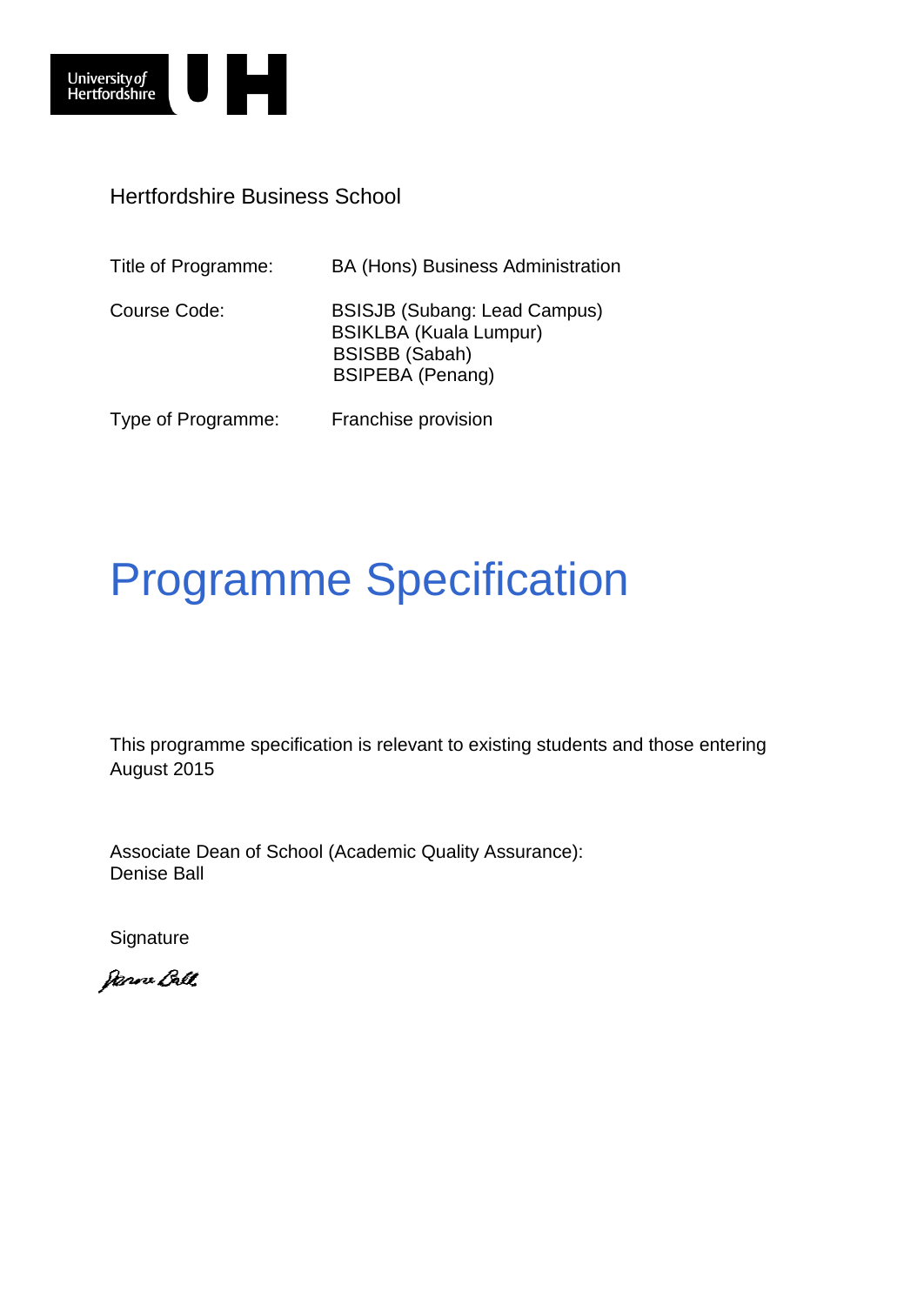University of Hertfordshire

Hertfordshire Business School

| Title of Programme: | BA (Hons) Business Administration |
| --- | --- |
| Course Code: | BSISJB (Subang: Lead Campus)<br>BSIKLBA (Kuala Lumpur)<br>BSISBB (Sabah)<br>BSIPEBA (Penang) |
| Type of Programme: | Franchise provision |

# Programme Specification

This programme specification is relevant to existing students and those entering August 2015

Associate Dean of School (Academic Quality Assurance):
Denise Ball

Signature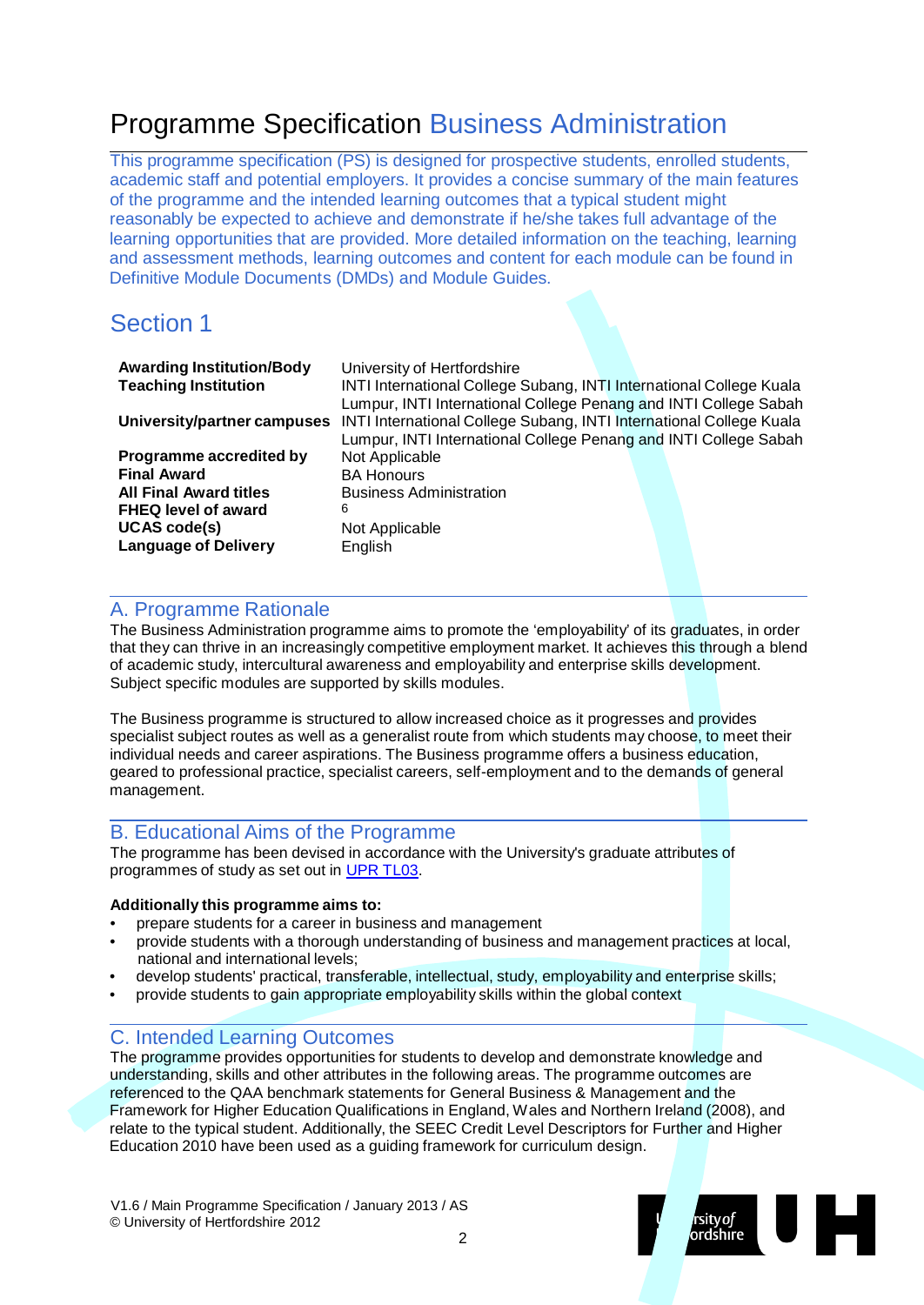# Programme Specification Business Administration

This programme specification (PS) is designed for prospective students, enrolled students, academic staff and potential employers. It provides a concise summary of the main features of the programme and the intended learning outcomes that a typical student might reasonably be expected to achieve and demonstrate if he/she takes full advantage of the learning opportunities that are provided. More detailed information on the teaching, learning and assessment methods, learning outcomes and content for each module can be found in Definitive Module Documents (DMDs) and Module Guides.

## Section 1

| | |
|---|---|
| **Awarding Institution/Body** | University of Hertfordshire |
| **Teaching Institution** | INTI International College Subang, INTI International College Kuala Lumpur, INTI International College Penang and INTI College Sabah |
| **University/partner campuses** | INTI International College Subang, INTI International College Kuala Lumpur, INTI International College Penang and INTI College Sabah |
| **Programme accredited by** | Not Applicable |
| **Final Award** | BA Honours |
| **All Final Award titles** | Business Administration |
| **FHEQ level of award** | 6 |
| **UCAS code(s)** | Not Applicable |
| **Language of Delivery** | English |

## A. Programme Rationale

The Business Administration programme aims to promote the 'employability' of its graduates, in order that they can thrive in an increasingly competitive employment market. It achieves this through a blend of academic study, intercultural awareness and employability and enterprise skills development. Subject specific modules are supported by skills modules.

The Business programme is structured to allow increased choice as it progresses and provides specialist subject routes as well as a generalist route from which students may choose, to meet their individual needs and career aspirations. The Business programme offers a business education, geared to professional practice, specialist careers, self-employment and to the demands of general management.

## B. Educational Aims of the Programme

The programme has been devised in accordance with the University's graduate attributes of programmes of study as set out in UPR TL03.

**Additionally this programme aims to:**

- prepare students for a career in business and management
- provide students with a thorough understanding of business and management practices at local, national and international levels;
- develop students' practical, transferable, intellectual, study, employability and enterprise skills;
- provide students to gain appropriate employability skills within the global context

## C. Intended Learning Outcomes

The programme provides opportunities for students to develop and demonstrate knowledge and understanding, skills and other attributes in the following areas. The programme outcomes are referenced to the QAA benchmark statements for General Business & Management and the Framework for Higher Education Qualifications in England, Wales and Northern Ireland (2008), and relate to the typical student. Additionally, the SEEC Credit Level Descriptors for Further and Higher Education 2010 have been used as a guiding framework for curriculum design.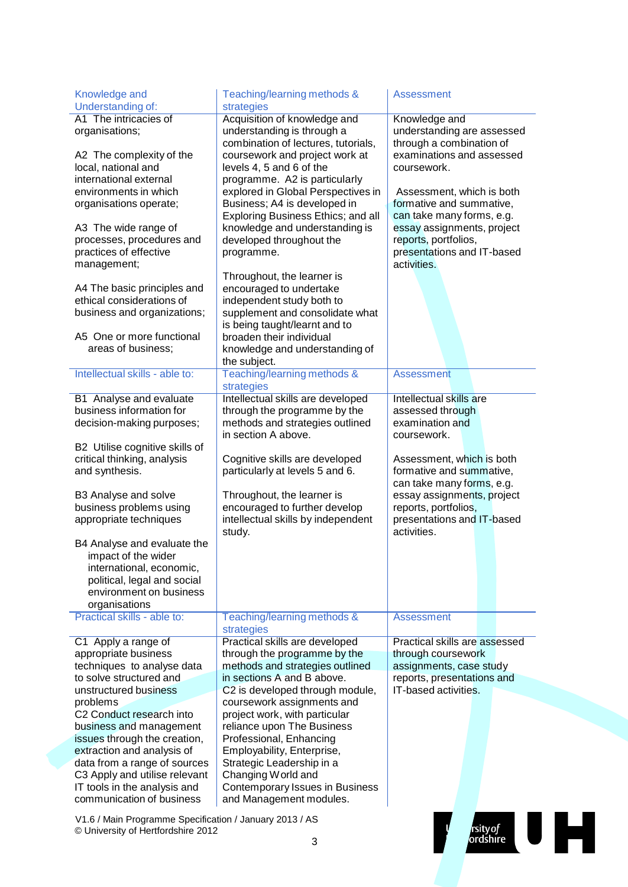| Knowledge and Understanding of: | Teaching/learning methods & strategies | Assessment |
|---|---|---|
| A1 The intricacies of organisations;<br><br>A2 The complexity of the local, national and international external environments in which organisations operate;<br><br>A3 The wide range of processes, procedures and practices of effective management;<br><br>A4 The basic principles and ethical considerations of business and organizations;<br><br>A5 One or more functional areas of business; | Acquisition of knowledge and understanding is through a combination of lectures, tutorials, coursework and project work at levels 4, 5 and 6 of the programme. A2 is particularly explored in Global Perspectives in Business; A4 is developed in Exploring Business Ethics; and all knowledge and understanding is developed throughout the programme.<br><br>Throughout, the learner is encouraged to undertake independent study both to supplement and consolidate what is being taught/learnt and to broaden their individual knowledge and understanding of the subject. | Knowledge and understanding are assessed through a combination of examinations and assessed coursework.<br><br>Assessment, which is both formative and summative, can take many forms, e.g. essay assignments, project reports, portfolios, presentations and IT-based activities. |
| **Intellectual skills - able to:** | **Teaching/learning methods & strategies** | **Assessment** |
| B1 Analyse and evaluate business information for decision-making purposes;<br><br>B2 Utilise cognitive skills of critical thinking, analysis and synthesis.<br><br>B3 Analyse and solve business problems using appropriate techniques<br><br>B4 Analyse and evaluate the impact of the wider international, economic, political, legal and social environment on business organisations | Intellectual skills are developed through the programme by the methods and strategies outlined in section A above.<br><br>Cognitive skills are developed particularly at levels 5 and 6.<br><br>Throughout, the learner is encouraged to further develop intellectual skills by independent study. | Intellectual skills are assessed through examination and coursework.<br><br>Assessment, which is both formative and summative, can take many forms, e.g. essay assignments, project reports, portfolios, presentations and IT-based activities. |
| **Practical skills - able to:** | **Teaching/learning methods & strategies** | **Assessment** |
| C1 Apply a range of appropriate business techniques to analyse data to solve structured and unstructured business problems<br>C2 Conduct research into business and management issues through the creation, extraction and analysis of data from a range of sources<br>C3 Apply and utilise relevant IT tools in the analysis and communication of business | Practical skills are developed through the programme by the methods and strategies outlined in sections A and B above.<br>C2 is developed through module, coursework assignments and project work, with particular reliance upon The Business Professional, Enhancing Employability, Enterprise, Strategic Leadership in a Changing World and Contemporary Issues in Business and Management modules. | Practical skills are assessed through coursework assignments, case study reports, presentations and IT-based activities. |

V1.6 / Main Programme Specification / January 2013 / AS
© University of Hertfordshire 2012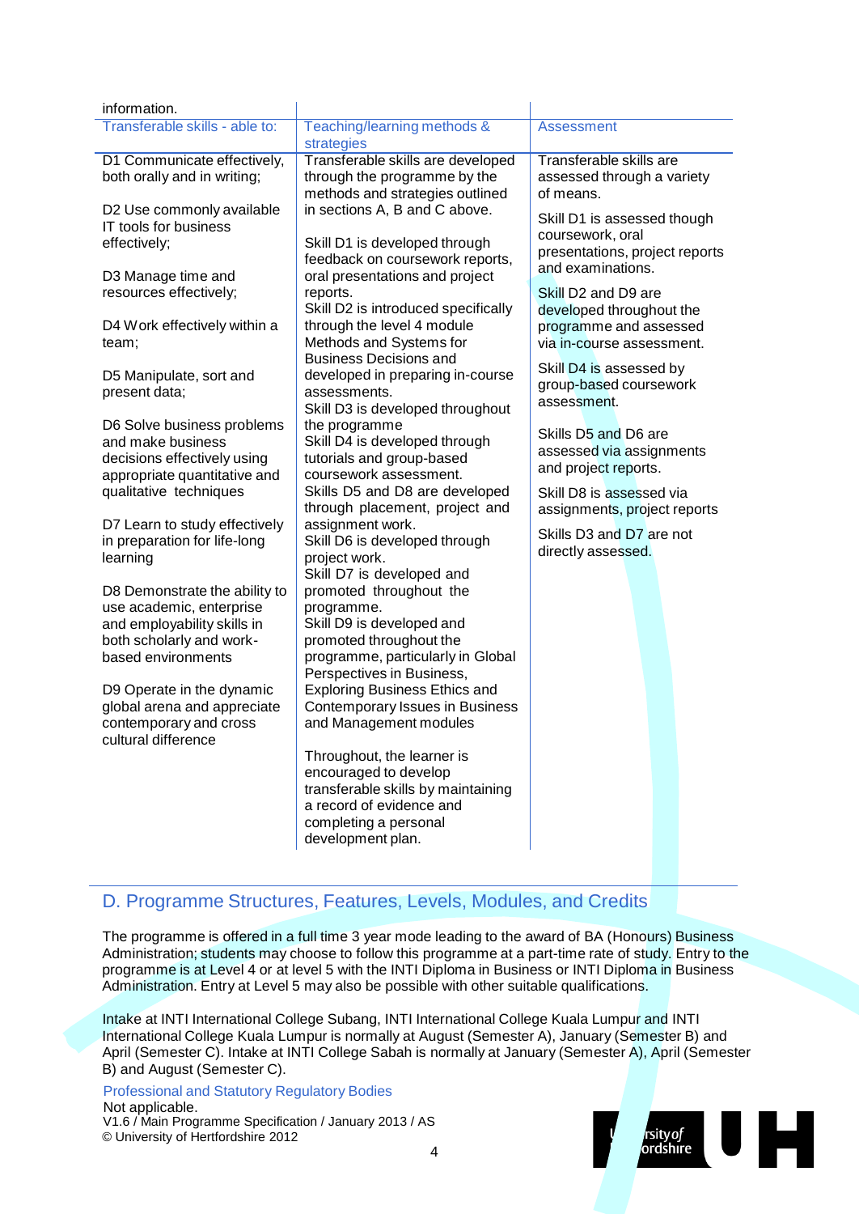information.

| Transferable skills - able to: | Teaching/learning methods & strategies | Assessment |
|---|---|---|
| D1 Communicate effectively, both orally and in writing;<br><br>D2 Use commonly available IT tools for business effectively;<br><br>D3 Manage time and resources effectively;<br><br>D4 Work effectively within a team;<br><br>D5 Manipulate, sort and present data;<br><br>D6 Solve business problems and make business decisions effectively using appropriate quantitative and qualitative techniques<br><br>D7 Learn to study effectively in preparation for life-long learning<br><br>D8 Demonstrate the ability to use academic, enterprise and employability skills in both scholarly and work-based environments<br><br>D9 Operate in the dynamic global arena and appreciate contemporary and cross cultural difference | Transferable skills are developed through the programme by the methods and strategies outlined in sections A, B and C above.<br><br>Skill D1 is developed through feedback on coursework reports, oral presentations and project reports.<br>Skill D2 is introduced specifically through the level 4 module Methods and Systems for Business Decisions and developed in preparing in-course assessments.<br>Skill D3 is developed throughout the programme<br>Skill D4 is developed through tutorials and group-based coursework assessment.<br>Skills D5 and D8 are developed through placement, project and assignment work.<br>Skill D6 is developed through project work.<br>Skill D7 is developed and promoted throughout the programme.<br>Skill D9 is developed and promoted throughout the programme, particularly in Global Perspectives in Business, Exploring Business Ethics and Contemporary Issues in Business and Management modules<br><br>Throughout, the learner is encouraged to develop transferable skills by maintaining a record of evidence and completing a personal development plan. | Transferable skills are assessed through a variety of means.<br><br>Skill D1 is assessed though coursework, oral presentations, project reports and examinations.<br><br>Skill D2 and D9 are developed throughout the programme and assessed via in-course assessment.<br><br>Skill D4 is assessed by group-based coursework assessment.<br><br>Skills D5 and D6 are assessed via assignments and project reports.<br><br>Skill D8 is assessed via assignments, project reports<br><br>Skills D3 and D7 are not directly assessed. |

## D. Programme Structures, Features, Levels, Modules, and Credits

The programme is offered in a full time 3 year mode leading to the award of BA (Honours) Business Administration; students may choose to follow this programme at a part-time rate of study. Entry to the programme is at Level 4 or at level 5 with the INTI Diploma in Business or INTI Diploma in Business Administration. Entry at Level 5 may also be possible with other suitable qualifications.

Intake at INTI International College Subang, INTI International College Kuala Lumpur and INTI International College Kuala Lumpur is normally at August (Semester A), January (Semester B) and April (Semester C). Intake at INTI College Sabah is normally at January (Semester A), April (Semester B) and August (Semester C).

### Professional and Statutory Regulatory Bodies

Not applicable.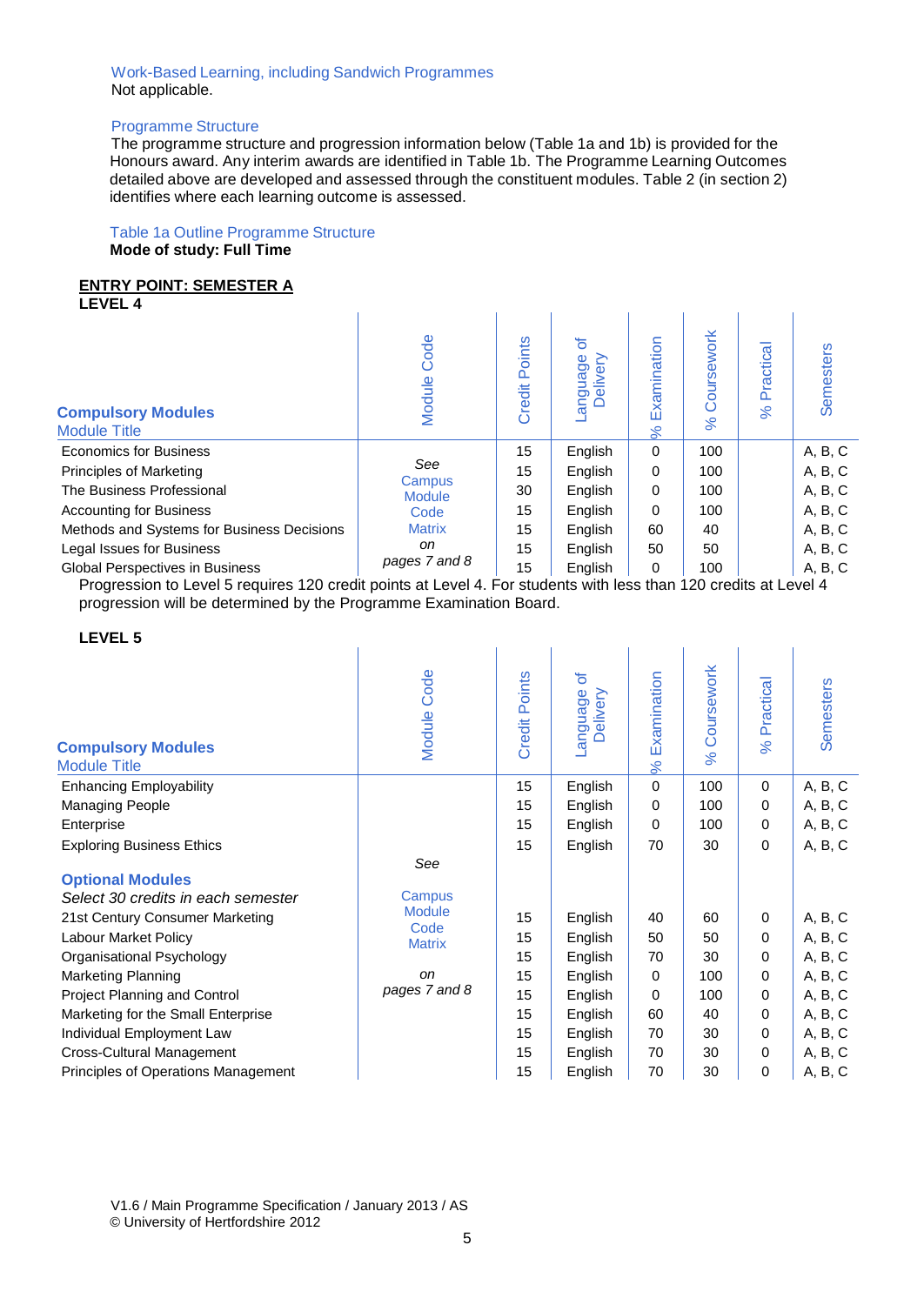Work-Based Learning, including Sandwich Programmes

Not applicable.

Programme Structure

The programme structure and progression information below (Table 1a and 1b) is provided for the Honours award. Any interim awards are identified in Table 1b. The Programme Learning Outcomes detailed above are developed and assessed through the constituent modules. Table 2 (in section 2) identifies where each learning outcome is assessed.

Table 1a Outline Programme Structure

**Mode of study: Full Time**

**ENTRY POINT: SEMESTER A**

**LEVEL 4**

| **Compulsory Modules** Module Title | Module Code | Credit Points | Language of Delivery | % Examination | % Coursework | % Practical | Semesters |
|---|---|---|---|---|---|---|---|
| Economics for Business | *See* Campus Module Code Matrix *on pages 7 and 8* | 15 | English | 0 | 100 | | A, B, C |
| Principles of Marketing | | 15 | English | 0 | 100 | | A, B, C |
| The Business Professional | | 30 | English | 0 | 100 | | A, B, C |
| Accounting for Business | | 15 | English | 0 | 100 | | A, B, C |
| Methods and Systems for Business Decisions | | 15 | English | 60 | 40 | | A, B, C |
| Legal Issues for Business | | 15 | English | 50 | 50 | | A, B, C |
| Global Perspectives in Business | | 15 | English | 0 | 100 | | A, B, C |

Progression to Level 5 requires 120 credit points at Level 4. For students with less than 120 credits at Level 4 progression will be determined by the Programme Examination Board.

**LEVEL 5**

| **Compulsory Modules** Module Title | Module Code | Credit Points | Language of Delivery | % Examination | % Coursework | % Practical | Semesters |
|---|---|---|---|---|---|---|---|
| Enhancing Employability | *See* Campus Module Code Matrix *on pages 7 and 8* | 15 | English | 0 | 100 | 0 | A, B, C |
| Managing People | | 15 | English | 0 | 100 | 0 | A, B, C |
| Enterprise | | 15 | English | 0 | 100 | 0 | A, B, C |
| Exploring Business Ethics | | 15 | English | 70 | 30 | 0 | A, B, C |
| **Optional Modules** | | | | | | | |
| *Select 30 credits in each semester* | | | | | | | |
| 21st Century Consumer Marketing | | 15 | English | 40 | 60 | 0 | A, B, C |
| Labour Market Policy | | 15 | English | 50 | 50 | 0 | A, B, C |
| Organisational Psychology | | 15 | English | 70 | 30 | 0 | A, B, C |
| Marketing Planning | | 15 | English | 0 | 100 | 0 | A, B, C |
| Project Planning and Control | | 15 | English | 0 | 100 | 0 | A, B, C |
| Marketing for the Small Enterprise | | 15 | English | 60 | 40 | 0 | A, B, C |
| Individual Employment Law | | 15 | English | 70 | 30 | 0 | A, B, C |
| Cross-Cultural Management | | 15 | English | 70 | 30 | 0 | A, B, C |
| Principles of Operations Management | | 15 | English | 70 | 30 | 0 | A, B, C |

V1.6 / Main Programme Specification / January 2013 / AS
© University of Hertfordshire 2012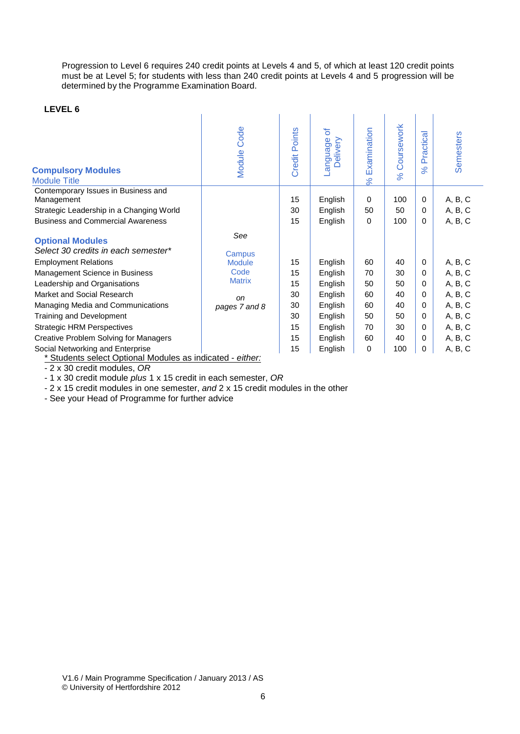Progression to Level 6 requires 240 credit points at Levels 4 and 5, of which at least 120 credit points must be at Level 5; for students with less than 240 credit points at Levels 4 and 5 progression will be determined by the Programme Examination Board.

**LEVEL 6**

| **Compulsory Modules**<br>Module Title | Module Code | Credit Points | Language of Delivery | % Examination | % Coursework | % Practical | Semesters |
|---|---|---|---|---|---|---|---|
| Contemporary Issues in Business and Management | | 15 | English | 0 | 100 | 0 | A, B, C |
| Strategic Leadership in a Changing World | | 30 | English | 50 | 50 | 0 | A, B, C |
| Business and Commercial Awareness | | 15 | English | 0 | 100 | 0 | A, B, C |
| **Optional Modules**<br>*Select 30 credits in each semester** | *See* Campus Module Code Matrix *on pages 7 and 8* | | | | | | |
| Employment Relations | | 15 | English | 60 | 40 | 0 | A, B, C |
| Management Science in Business | | 15 | English | 70 | 30 | 0 | A, B, C |
| Leadership and Organisations | | 15 | English | 50 | 50 | 0 | A, B, C |
| Market and Social Research | | 30 | English | 60 | 40 | 0 | A, B, C |
| Managing Media and Communications | | 30 | English | 60 | 40 | 0 | A, B, C |
| Training and Development | | 30 | English | 50 | 50 | 0 | A, B, C |
| Strategic HRM Perspectives | | 15 | English | 70 | 30 | 0 | A, B, C |
| Creative Problem Solving for Managers | | 15 | English | 60 | 40 | 0 | A, B, C |
| Social Networking and Enterprise | | 15 | English | 0 | 100 | 0 | A, B, C |

\* Students select Optional Modules as indicated - *either:*

- 2 x 30 credit modules, *OR*
- 1 x 30 credit module *plus* 1 x 15 credit in each semester, *OR*
- 2 x 15 credit modules in one semester, *and* 2 x 15 credit modules in the other
- See your Head of Programme for further advice

V1.6 / Main Programme Specification / January 2013 / AS
© University of Hertfordshire 2012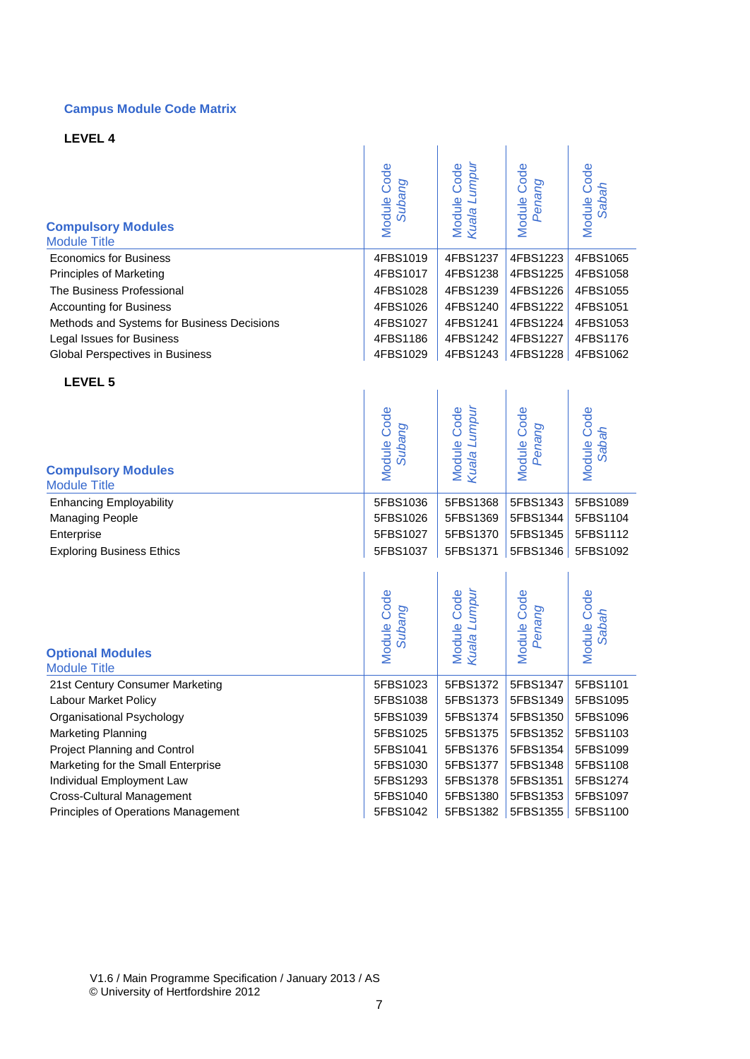## Campus Module Code Matrix

### LEVEL 4

| **Compulsory Modules**<br>Module Title | Module Code *Subang* | Module Code *Kuala Lumpur* | Module Code *Penang* | Module Code *Sabah* |
|---|---|---|---|---|
| Economics for Business | 4FBS1019 | 4FBS1237 | 4FBS1223 | 4FBS1065 |
| Principles of Marketing | 4FBS1017 | 4FBS1238 | 4FBS1225 | 4FBS1058 |
| The Business Professional | 4FBS1028 | 4FBS1239 | 4FBS1226 | 4FBS1055 |
| Accounting for Business | 4FBS1026 | 4FBS1240 | 4FBS1222 | 4FBS1051 |
| Methods and Systems for Business Decisions | 4FBS1027 | 4FBS1241 | 4FBS1224 | 4FBS1053 |
| Legal Issues for Business | 4FBS1186 | 4FBS1242 | 4FBS1227 | 4FBS1176 |
| Global Perspectives in Business | 4FBS1029 | 4FBS1243 | 4FBS1228 | 4FBS1062 |

### LEVEL 5

| **Compulsory Modules**<br>Module Title | Module Code *Subang* | Module Code *Kuala Lumpur* | Module Code *Penang* | Module Code *Sabah* |
|---|---|---|---|---|
| Enhancing Employability | 5FBS1036 | 5FBS1368 | 5FBS1343 | 5FBS1089 |
| Managing People | 5FBS1026 | 5FBS1369 | 5FBS1344 | 5FBS1104 |
| Enterprise | 5FBS1027 | 5FBS1370 | 5FBS1345 | 5FBS1112 |
| Exploring Business Ethics | 5FBS1037 | 5FBS1371 | 5FBS1346 | 5FBS1092 |

| **Optional Modules**<br>Module Title | Module Code *Subang* | Module Code *Kuala Lumpur* | Module Code *Penang* | Module Code *Sabah* |
|---|---|---|---|---|
| 21st Century Consumer Marketing | 5FBS1023 | 5FBS1372 | 5FBS1347 | 5FBS1101 |
| Labour Market Policy | 5FBS1038 | 5FBS1373 | 5FBS1349 | 5FBS1095 |
| Organisational Psychology | 5FBS1039 | 5FBS1374 | 5FBS1350 | 5FBS1096 |
| Marketing Planning | 5FBS1025 | 5FBS1375 | 5FBS1352 | 5FBS1103 |
| Project Planning and Control | 5FBS1041 | 5FBS1376 | 5FBS1354 | 5FBS1099 |
| Marketing for the Small Enterprise | 5FBS1030 | 5FBS1377 | 5FBS1348 | 5FBS1108 |
| Individual Employment Law | 5FBS1293 | 5FBS1378 | 5FBS1351 | 5FBS1274 |
| Cross-Cultural Management | 5FBS1040 | 5FBS1380 | 5FBS1353 | 5FBS1097 |
| Principles of Operations Management | 5FBS1042 | 5FBS1382 | 5FBS1355 | 5FBS1100 |

V1.6 / Main Programme Specification / January 2013 / AS
© University of Hertfordshire 2012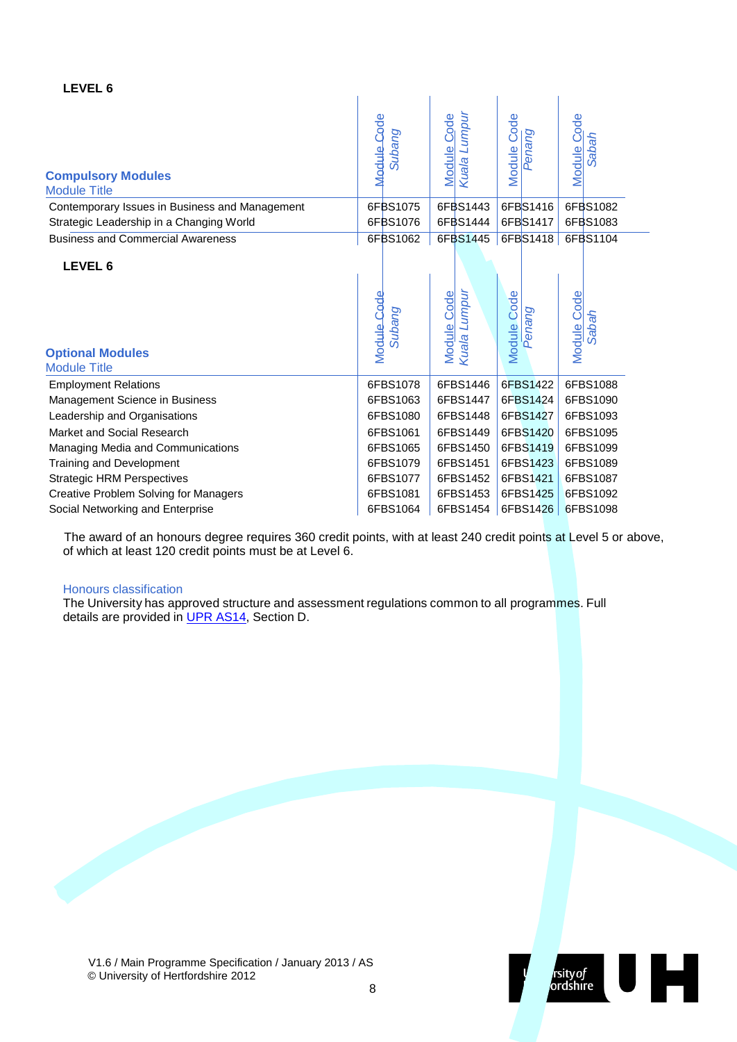**LEVEL 6**

| **Compulsory Modules**<br>Module Title | Module Code *Subang* | Module Code *Kuala Lumpur* | Module Code *Penang* | Module Code *Sabah* |
|---|---|---|---|---|
| Contemporary Issues in Business and Management | 6FBS1075 | 6FBS1443 | 6FBS1416 | 6FBS1082 |
| Strategic Leadership in a Changing World | 6FBS1076 | 6FBS1444 | 6FBS1417 | 6FBS1083 |
| Business and Commercial Awareness | 6FBS1062 | 6FBS1445 | 6FBS1418 | 6FBS1104 |

**LEVEL 6**

| **Optional Modules**<br>Module Title | Module Code *Subang* | Module Code *Kuala Lumpur* | Module Code *Penang* | Module Code *Sabah* |
|---|---|---|---|---|
| Employment Relations | 6FBS1078 | 6FBS1446 | 6FBS1422 | 6FBS1088 |
| Management Science in Business | 6FBS1063 | 6FBS1447 | 6FBS1424 | 6FBS1090 |
| Leadership and Organisations | 6FBS1080 | 6FBS1448 | 6FBS1427 | 6FBS1093 |
| Market and Social Research | 6FBS1061 | 6FBS1449 | 6FBS1420 | 6FBS1095 |
| Managing Media and Communications | 6FBS1065 | 6FBS1450 | 6FBS1419 | 6FBS1099 |
| Training and Development | 6FBS1079 | 6FBS1451 | 6FBS1423 | 6FBS1089 |
| Strategic HRM Perspectives | 6FBS1077 | 6FBS1452 | 6FBS1421 | 6FBS1087 |
| Creative Problem Solving for Managers | 6FBS1081 | 6FBS1453 | 6FBS1425 | 6FBS1092 |
| Social Networking and Enterprise | 6FBS1064 | 6FBS1454 | 6FBS1426 | 6FBS1098 |

The award of an honours degree requires 360 credit points, with at least 240 credit points at Level 5 or above, of which at least 120 credit points must be at Level 6.

Honours classification
The University has approved structure and assessment regulations common to all programmes. Full details are provided in UPR AS14, Section D.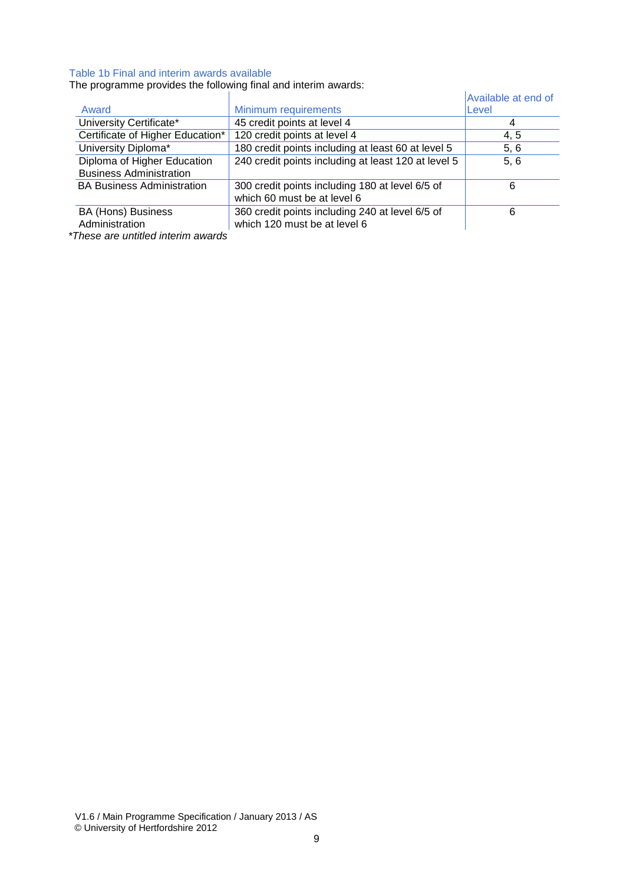Table 1b Final and interim awards available

The programme provides the following final and interim awards:

| Award | Minimum requirements | Available at end of Level |
|---|---|---|
| University Certificate* | 45 credit points at level 4 | 4 |
| Certificate of Higher Education* | 120 credit points at level 4 | 4, 5 |
| University Diploma* | 180 credit points including at least 60 at level 5 | 5, 6 |
| Diploma of Higher Education Business Administration | 240 credit points including at least 120 at level 5 | 5, 6 |
| BA Business Administration | 300 credit points including 180 at level 6/5 of which 60 must be at level 6 | 6 |
| BA (Hons) Business Administration | 360 credit points including 240 at level 6/5 of which 120 must be at level 6 | 6 |

*These are untitled interim awards*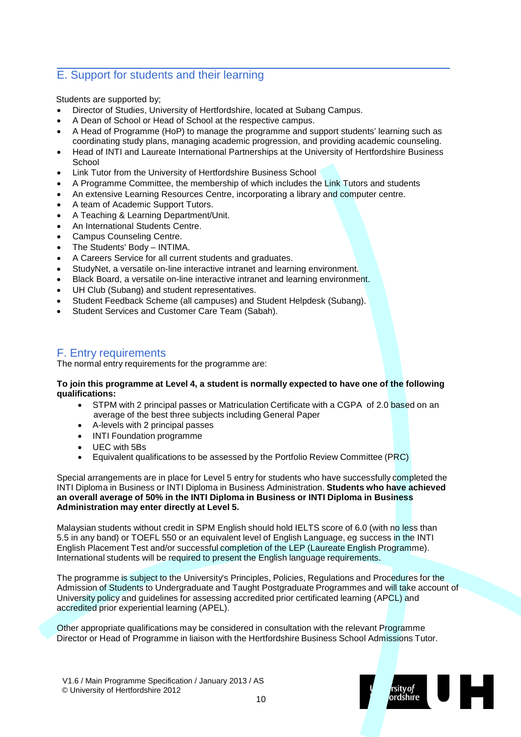## E. Support for students and their learning

Students are supported by;

- Director of Studies, University of Hertfordshire, located at Subang Campus.
- A Dean of School or Head of School at the respective campus.
- A Head of Programme (HoP) to manage the programme and support students' learning such as coordinating study plans, managing academic progression, and providing academic counseling.
- Head of INTI and Laureate International Partnerships at the University of Hertfordshire Business School
- Link Tutor from the University of Hertfordshire Business School
- A Programme Committee, the membership of which includes the Link Tutors and students
- An extensive Learning Resources Centre, incorporating a library and computer centre.
- A team of Academic Support Tutors.
- A Teaching & Learning Department/Unit.
- An International Students Centre.
- Campus Counseling Centre.
- The Students' Body – INTIMA.
- A Careers Service for all current students and graduates.
- StudyNet, a versatile on-line interactive intranet and learning environment.
- Black Board, a versatile on-line interactive intranet and learning environment.
- UH Club (Subang) and student representatives.
- Student Feedback Scheme (all campuses) and Student Helpdesk (Subang).
- Student Services and Customer Care Team (Sabah).

## F. Entry requirements

The normal entry requirements for the programme are:

**To join this programme at Level 4, a student is normally expected to have one of the following qualifications:**

- STPM with 2 principal passes or Matriculation Certificate with a CGPA of 2.0 based on an average of the best three subjects including General Paper
- A-levels with 2 principal passes
- INTI Foundation programme
- UEC with 5Bs
- Equivalent qualifications to be assessed by the Portfolio Review Committee (PRC)

Special arrangements are in place for Level 5 entry for students who have successfully completed the INTI Diploma in Business or INTI Diploma in Business Administration. **Students who have achieved an overall average of 50% in the INTI Diploma in Business or INTI Diploma in Business Administration may enter directly at Level 5.**

Malaysian students without credit in SPM English should hold IELTS score of 6.0 (with no less than 5.5 in any band) or TOEFL 550 or an equivalent level of English Language, eg success in the INTI English Placement Test and/or successful completion of the LEP (Laureate English Programme). International students will be required to present the English language requirements.

The programme is subject to the University's Principles, Policies, Regulations and Procedures for the Admission of Students to Undergraduate and Taught Postgraduate Programmes and will take account of University policy and guidelines for assessing accredited prior certificated learning (APCL) and accredited prior experiential learning (APEL).

Other appropriate qualifications may be considered in consultation with the relevant Programme Director or Head of Programme in liaison with the Hertfordshire Business School Admissions Tutor.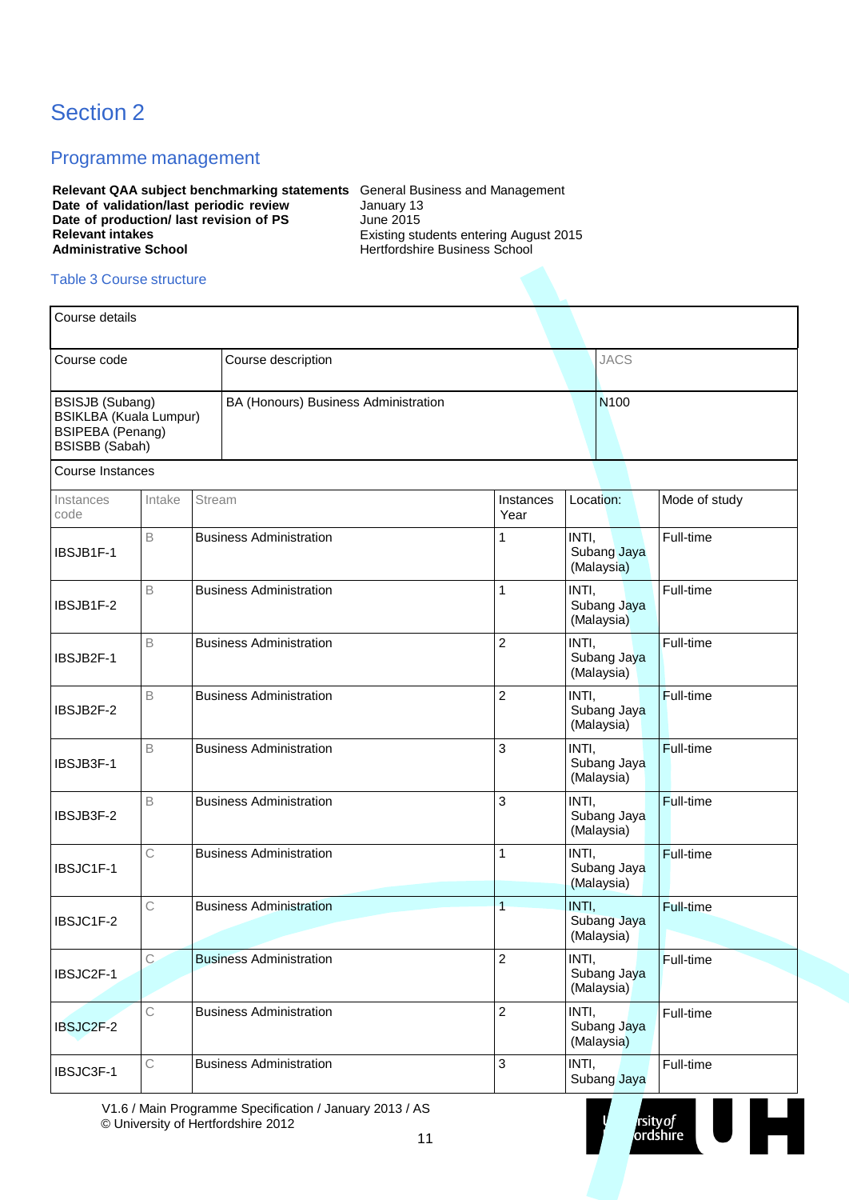# Section 2

## Programme management

| | |
|---|---|
| **Relevant QAA subject benchmarking statements** | General Business and Management |
| **Date of validation/last periodic review** | January 13 |
| **Date of production/ last revision of PS** | June 2015 |
| **Relevant intakes** | Existing students entering August 2015 |
| **Administrative School** | Hertfordshire Business School |

Table 3 Course structure

| Course details | | | | | |
|---|---|---|---|---|---|
| **Course code** | | **Course description** | | **JACS** | |
| BSISJB (Subang)<br>BSIKLBA (Kuala Lumpur)<br>BSIPEBA (Penang)<br>BSISBB (Sabah) | | BA (Honours) Business Administration | | N100 | |
| **Course Instances** | | | | | |
| **Instances code** | **Intake** | **Stream** | **Instances Year** | **Location:** | **Mode of study** |
| IBSJB1F-1 | B | Business Administration | 1 | INTI, Subang Jaya (Malaysia) | Full-time |
| IBSJB1F-2 | B | Business Administration | 1 | INTI, Subang Jaya (Malaysia) | Full-time |
| IBSJB2F-1 | B | Business Administration | 2 | INTI, Subang Jaya (Malaysia) | Full-time |
| IBSJB2F-2 | B | Business Administration | 2 | INTI, Subang Jaya (Malaysia) | Full-time |
| IBSJB3F-1 | B | Business Administration | 3 | INTI, Subang Jaya (Malaysia) | Full-time |
| IBSJB3F-2 | B | Business Administration | 3 | INTI, Subang Jaya (Malaysia) | Full-time |
| IBSJC1F-1 | C | Business Administration | 1 | INTI, Subang Jaya (Malaysia) | Full-time |
| IBSJC1F-2 | C | Business Administration | 1 | INTI, Subang Jaya (Malaysia) | Full-time |
| IBSJC2F-1 | C | Business Administration | 2 | INTI, Subang Jaya (Malaysia) | Full-time |
| IBSJC2F-2 | C | Business Administration | 2 | INTI, Subang Jaya (Malaysia) | Full-time |
| IBSJC3F-1 | C | Business Administration | 3 | INTI, Subang Jaya | Full-time |

V1.6 / Main Programme Specification / January 2013 / AS
© University of Hertfordshire 2012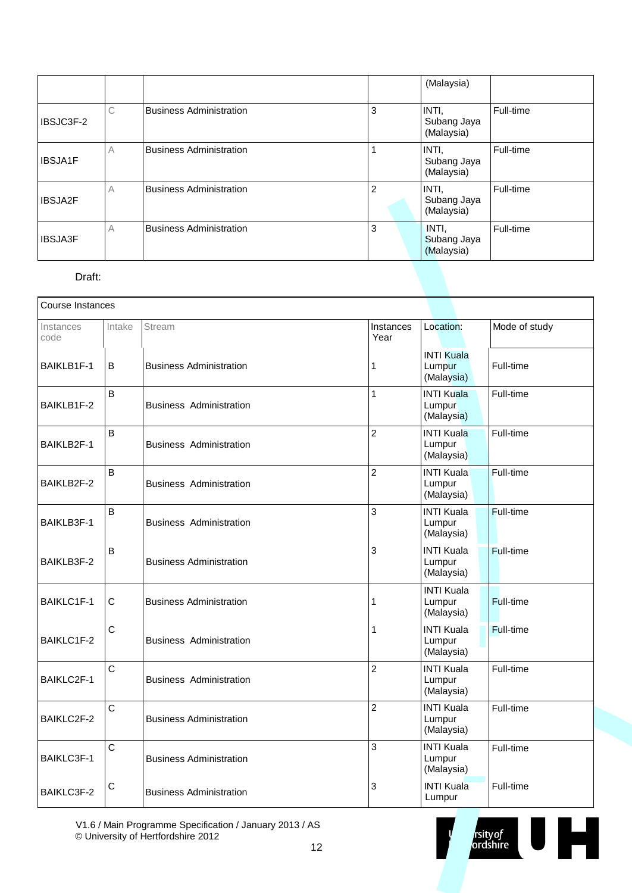| | | | | (Malaysia) | |
|---|---|---|---|---|---|
| IBSJC3F-2 | C | Business Administration | 3 | INTI, Subang Jaya (Malaysia) | Full-time |
| IBSJA1F | A | Business Administration | 1 | INTI, Subang Jaya (Malaysia) | Full-time |
| IBSJA2F | A | Business Administration | 2 | INTI, Subang Jaya (Malaysia) | Full-time |
| IBSJA3F | A | Business Administration | 3 | INTI, Subang Jaya (Malaysia) | Full-time |

Draft:

| Course Instances | | | | | |
|---|---|---|---|---|---|
| Instances code | Intake | Stream | Instances Year | Location: | Mode of study |
| BAIKLB1F-1 | B | Business Administration | 1 | INTI Kuala Lumpur (Malaysia) | Full-time |
| BAIKLB1F-2 | B | Business Administration | 1 | INTI Kuala Lumpur (Malaysia) | Full-time |
| BAIKLB2F-1 | B | Business Administration | 2 | INTI Kuala Lumpur (Malaysia) | Full-time |
| BAIKLB2F-2 | B | Business Administration | 2 | INTI Kuala Lumpur (Malaysia) | Full-time |
| BAIKLB3F-1 | B | Business Administration | 3 | INTI Kuala Lumpur (Malaysia) | Full-time |
| BAIKLB3F-2 | B | Business Administration | 3 | INTI Kuala Lumpur (Malaysia) | Full-time |
| BAIKLC1F-1 | C | Business Administration | 1 | INTI Kuala Lumpur (Malaysia) | Full-time |
| BAIKLC1F-2 | C | Business Administration | 1 | INTI Kuala Lumpur (Malaysia) | Full-time |
| BAIKLC2F-1 | C | Business Administration | 2 | INTI Kuala Lumpur (Malaysia) | Full-time |
| BAIKLC2F-2 | C | Business Administration | 2 | INTI Kuala Lumpur (Malaysia) | Full-time |
| BAIKLC3F-1 | C | Business Administration | 3 | INTI Kuala Lumpur (Malaysia) | Full-time |
| BAIKLC3F-2 | C | Business Administration | 3 | INTI Kuala Lumpur | Full-time |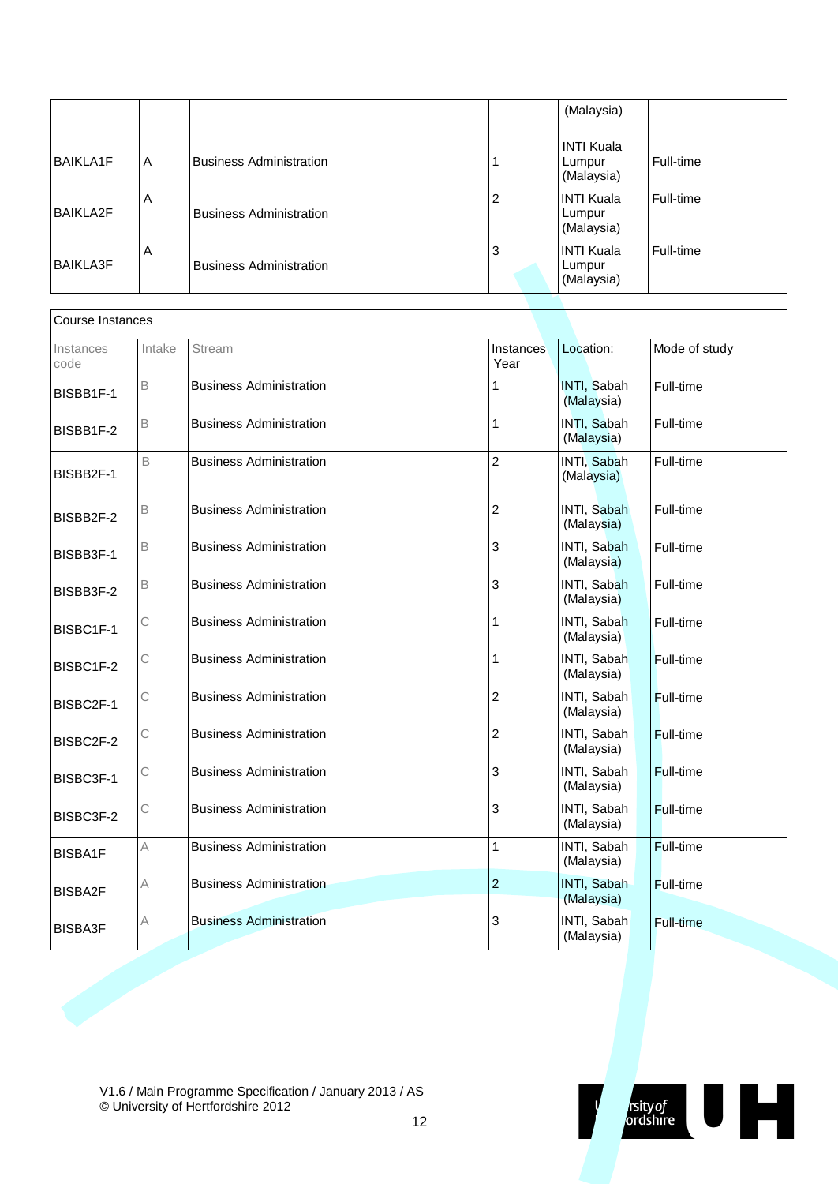| | | | | (Malaysia) | |
|---|---|---|---|---|---|
| BAIKLA1F | A | Business Administration | 1 | INTI Kuala Lumpur (Malaysia) | Full-time |
| BAIKLA2F | A | Business Administration | 2 | INTI Kuala Lumpur (Malaysia) | Full-time |
| BAIKLA3F | A | Business Administration | 3 | INTI Kuala Lumpur (Malaysia) | Full-time |

| Course Instances | | | | | |
|---|---|---|---|---|---|
| Instances code | Intake | Stream | Instances Year | Location: | Mode of study |
| BISBB1F-1 | B | Business Administration | 1 | INTI, Sabah (Malaysia) | Full-time |
| BISBB1F-2 | B | Business Administration | 1 | INTI, Sabah (Malaysia) | Full-time |
| BISBB2F-1 | B | Business Administration | 2 | INTI, Sabah (Malaysia) | Full-time |
| BISBB2F-2 | B | Business Administration | 2 | INTI, Sabah (Malaysia) | Full-time |
| BISBB3F-1 | B | Business Administration | 3 | INTI, Sabah (Malaysia) | Full-time |
| BISBB3F-2 | B | Business Administration | 3 | INTI, Sabah (Malaysia) | Full-time |
| BISBC1F-1 | C | Business Administration | 1 | INTI, Sabah (Malaysia) | Full-time |
| BISBC1F-2 | C | Business Administration | 1 | INTI, Sabah (Malaysia) | Full-time |
| BISBC2F-1 | C | Business Administration | 2 | INTI, Sabah (Malaysia) | Full-time |
| BISBC2F-2 | C | Business Administration | 2 | INTI, Sabah (Malaysia) | Full-time |
| BISBC3F-1 | C | Business Administration | 3 | INTI, Sabah (Malaysia) | Full-time |
| BISBC3F-2 | C | Business Administration | 3 | INTI, Sabah (Malaysia) | Full-time |
| BISBA1F | A | Business Administration | 1 | INTI, Sabah (Malaysia) | Full-time |
| BISBA2F | A | Business Administration | 2 | INTI, Sabah (Malaysia) | Full-time |
| BISBA3F | A | Business Administration | 3 | INTI, Sabah (Malaysia) | Full-time |

V1.6 / Main Programme Specification / January 2013 / AS
© University of Hertfordshire 2012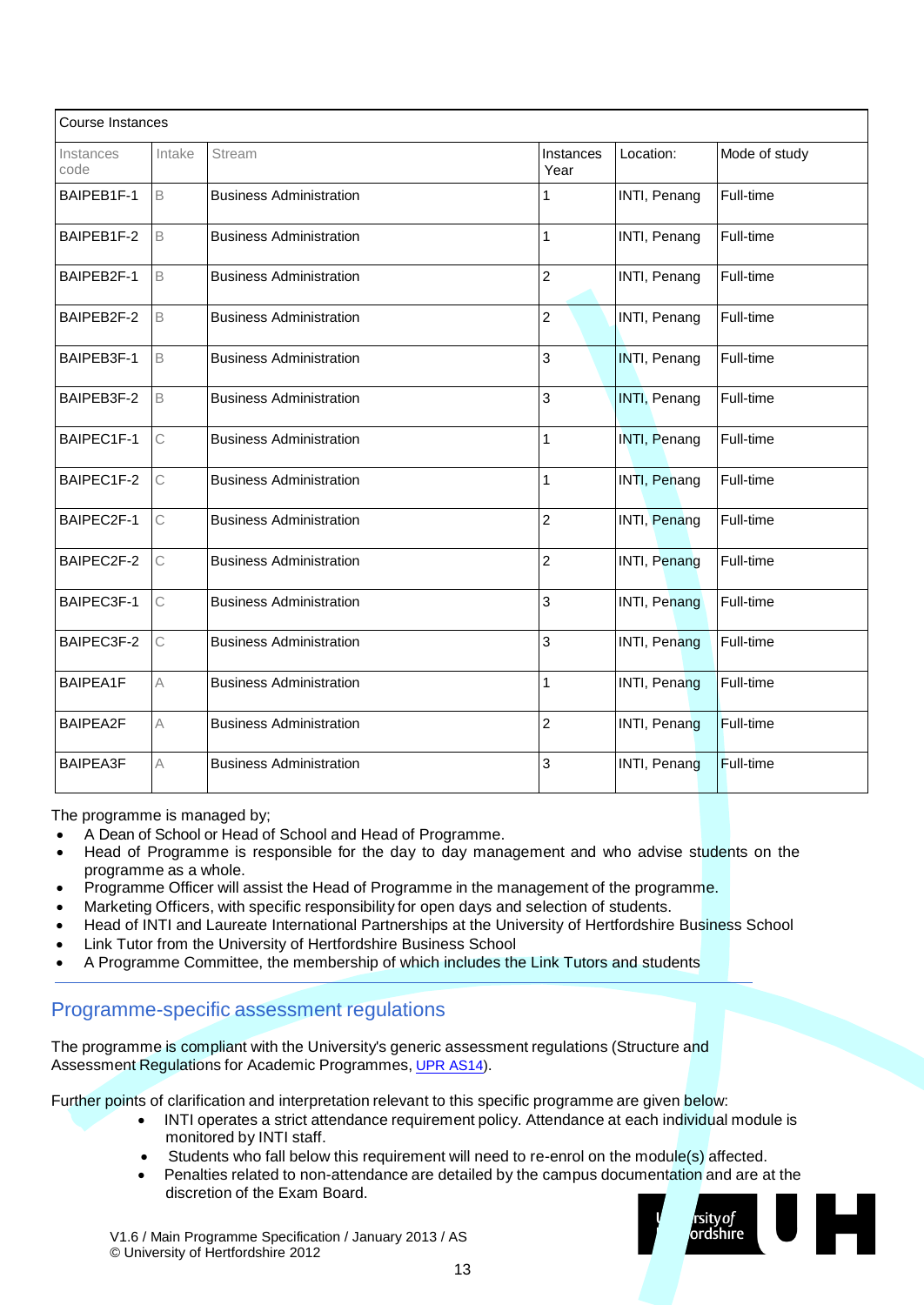| Course Instances | | | | | |
|---|---|---|---|---|---|
| Instances code | Intake | Stream | Instances Year | Location: | Mode of study |
| BAIPEB1F-1 | B | Business Administration | 1 | INTI, Penang | Full-time |
| BAIPEB1F-2 | B | Business Administration | 1 | INTI, Penang | Full-time |
| BAIPEB2F-1 | B | Business Administration | 2 | INTI, Penang | Full-time |
| BAIPEB2F-2 | B | Business Administration | 2 | INTI, Penang | Full-time |
| BAIPEB3F-1 | B | Business Administration | 3 | INTI, Penang | Full-time |
| BAIPEB3F-2 | B | Business Administration | 3 | INTI, Penang | Full-time |
| BAIPEC1F-1 | C | Business Administration | 1 | INTI, Penang | Full-time |
| BAIPEC1F-2 | C | Business Administration | 1 | INTI, Penang | Full-time |
| BAIPEC2F-1 | C | Business Administration | 2 | INTI, Penang | Full-time |
| BAIPEC2F-2 | C | Business Administration | 2 | INTI, Penang | Full-time |
| BAIPEC3F-1 | C | Business Administration | 3 | INTI, Penang | Full-time |
| BAIPEC3F-2 | C | Business Administration | 3 | INTI, Penang | Full-time |
| BAIPEA1F | A | Business Administration | 1 | INTI, Penang | Full-time |
| BAIPEA2F | A | Business Administration | 2 | INTI, Penang | Full-time |
| BAIPEA3F | A | Business Administration | 3 | INTI, Penang | Full-time |

The programme is managed by;

- A Dean of School or Head of School and Head of Programme.
- Head of Programme is responsible for the day to day management and who advise students on the programme as a whole.
- Programme Officer will assist the Head of Programme in the management of the programme.
- Marketing Officers, with specific responsibility for open days and selection of students.
- Head of INTI and Laureate International Partnerships at the University of Hertfordshire Business School
- Link Tutor from the University of Hertfordshire Business School
- A Programme Committee, the membership of which includes the Link Tutors and students

## Programme-specific assessment regulations

The programme is compliant with the University's generic assessment regulations (Structure and Assessment Regulations for Academic Programmes, UPR AS14).

Further points of clarification and interpretation relevant to this specific programme are given below:

- INTI operates a strict attendance requirement policy. Attendance at each individual module is monitored by INTI staff.
- Students who fall below this requirement will need to re-enrol on the module(s) affected.
- Penalties related to non-attendance are detailed by the campus documentation and are at the discretion of the Exam Board.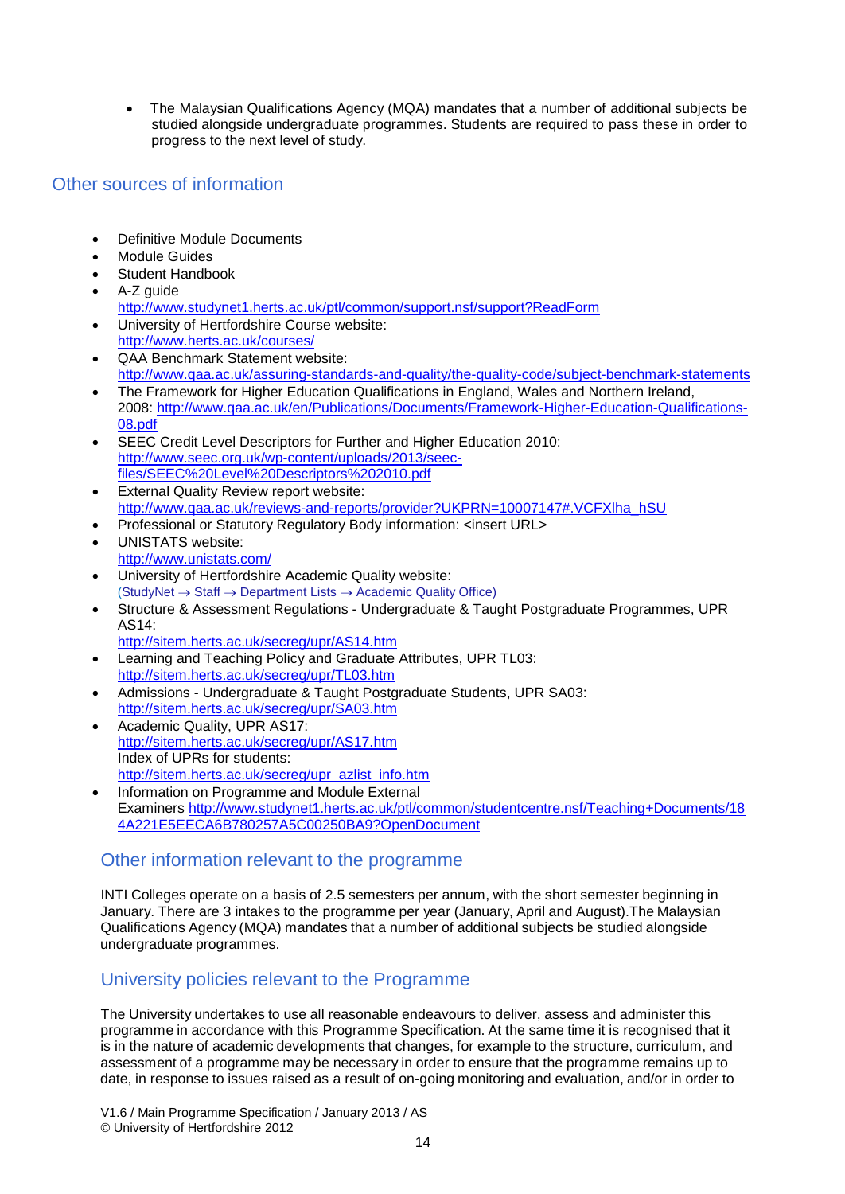- The Malaysian Qualifications Agency (MQA) mandates that a number of additional subjects be studied alongside undergraduate programmes. Students are required to pass these in order to progress to the next level of study.

## Other sources of information

- Definitive Module Documents
- Module Guides
- Student Handbook
- A-Z guide
  http://www.studynet1.herts.ac.uk/ptl/common/support.nsf/support?ReadForm
- University of Hertfordshire Course website:
  http://www.herts.ac.uk/courses/
- QAA Benchmark Statement website:
  http://www.qaa.ac.uk/assuring-standards-and-quality/the-quality-code/subject-benchmark-statements
- The Framework for Higher Education Qualifications in England, Wales and Northern Ireland, 2008: http://www.qaa.ac.uk/en/Publications/Documents/Framework-Higher-Education-Qualifications-08.pdf
- SEEC Credit Level Descriptors for Further and Higher Education 2010:
  http://www.seec.org.uk/wp-content/uploads/2013/seec-files/SEEC%20Level%20Descriptors%202010.pdf
- External Quality Review report website:
  http://www.qaa.ac.uk/reviews-and-reports/provider?UKPRN=10007147#.VCFXlha_hSU
- Professional or Statutory Regulatory Body information: <insert URL>
- UNISTATS website:
  http://www.unistats.com/
- University of Hertfordshire Academic Quality website:
  (StudyNet → Staff → Department Lists → Academic Quality Office)
- Structure & Assessment Regulations - Undergraduate & Taught Postgraduate Programmes, UPR AS14:
  http://sitem.herts.ac.uk/secreg/upr/AS14.htm
- Learning and Teaching Policy and Graduate Attributes, UPR TL03:
  http://sitem.herts.ac.uk/secreg/upr/TL03.htm
- Admissions - Undergraduate & Taught Postgraduate Students, UPR SA03:
  http://sitem.herts.ac.uk/secreg/upr/SA03.htm
- Academic Quality, UPR AS17:
  http://sitem.herts.ac.uk/secreg/upr/AS17.htm
  Index of UPRs for students:
  http://sitem.herts.ac.uk/secreg/upr_azlist_info.htm
- Information on Programme and Module External Examiners http://www.studynet1.herts.ac.uk/ptl/common/studentcentre.nsf/Teaching+Documents/184A221E5EECA6B780257A5C00250BA9?OpenDocument

## Other information relevant to the programme

INTI Colleges operate on a basis of 2.5 semesters per annum, with the short semester beginning in January. There are 3 intakes to the programme per year (January, April and August).The Malaysian Qualifications Agency (MQA) mandates that a number of additional subjects be studied alongside undergraduate programmes.

## University policies relevant to the Programme

The University undertakes to use all reasonable endeavours to deliver, assess and administer this programme in accordance with this Programme Specification. At the same time it is recognised that it is in the nature of academic developments that changes, for example to the structure, curriculum, and assessment of a programme may be necessary in order to ensure that the programme remains up to date, in response to issues raised as a result of on-going monitoring and evaluation, and/or in order to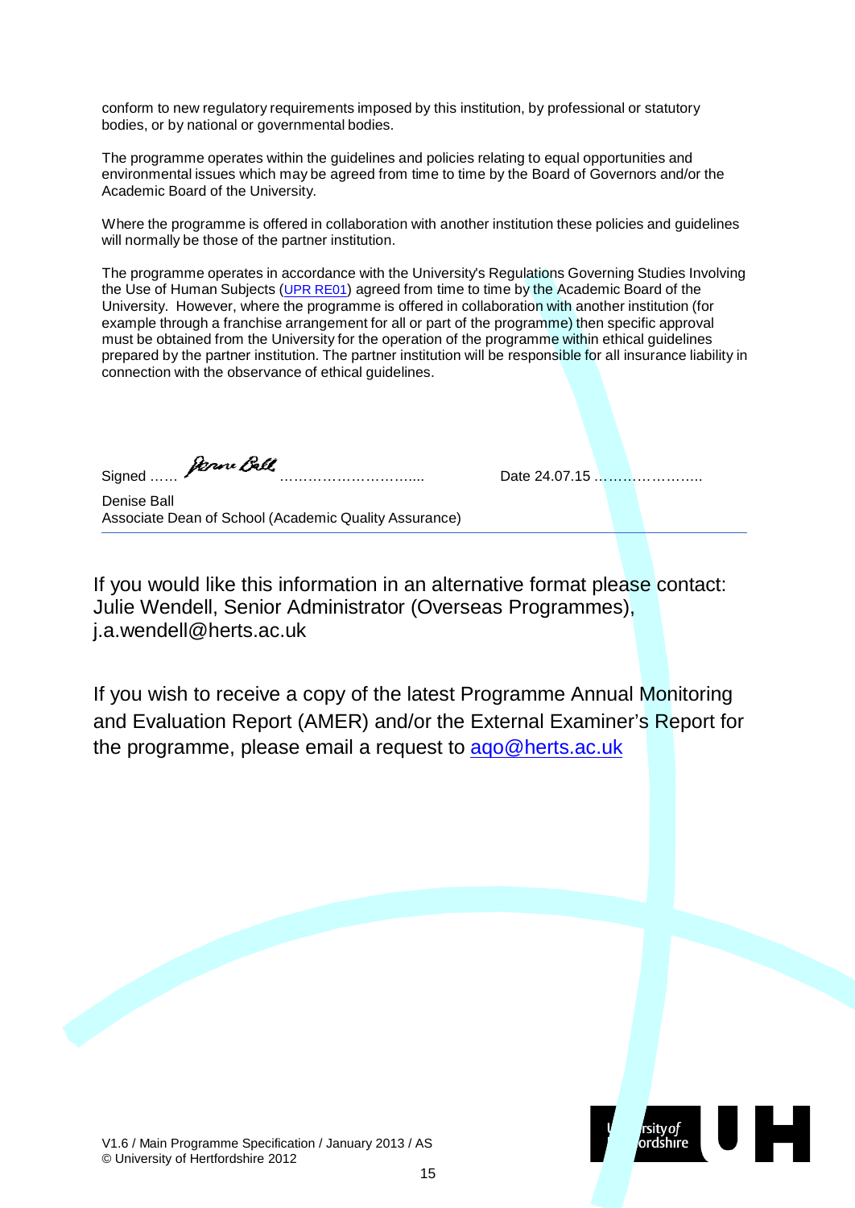conform to new regulatory requirements imposed by this institution, by professional or statutory bodies, or by national or governmental bodies.

The programme operates within the guidelines and policies relating to equal opportunities and environmental issues which may be agreed from time to time by the Board of Governors and/or the Academic Board of the University.

Where the programme is offered in collaboration with another institution these policies and guidelines will normally be those of the partner institution.

The programme operates in accordance with the University's Regulations Governing Studies Involving the Use of Human Subjects (UPR RE01) agreed from time to time by the Academic Board of the University. However, where the programme is offered in collaboration with another institution (for example through a franchise arrangement for all or part of the programme) then specific approval must be obtained from the University for the operation of the programme within ethical guidelines prepared by the partner institution. The partner institution will be responsible for all insurance liability in connection with the observance of ethical guidelines.

Signed …… Denise Ball …………………………..        Date 24.07.15 …………………..

Denise Ball
Associate Dean of School (Academic Quality Assurance)

---

If you would like this information in an alternative format please contact: Julie Wendell, Senior Administrator (Overseas Programmes), j.a.wendell@herts.ac.uk

If you wish to receive a copy of the latest Programme Annual Monitoring and Evaluation Report (AMER) and/or the External Examiner's Report for the programme, please email a request to aqo@herts.ac.uk

V1.6 / Main Programme Specification / January 2013 / AS
© University of Hertfordshire 2012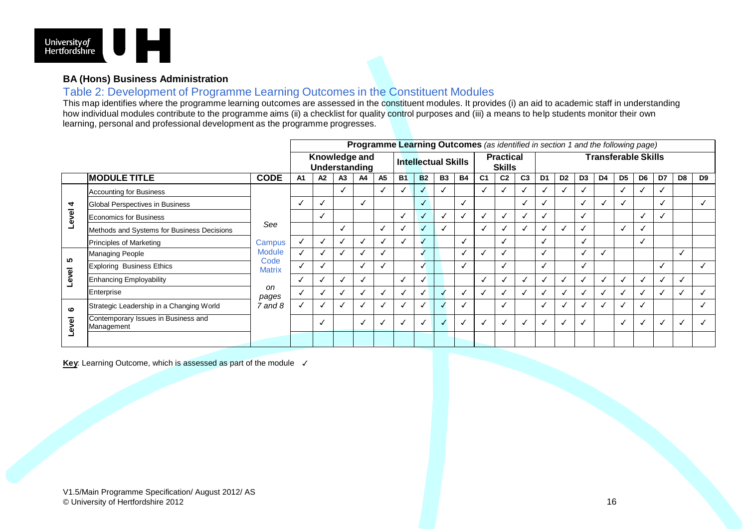**BA (Hons) Business Administration**

## Table 2: Development of Programme Learning Outcomes in the Constituent Modules

This map identifies where the programme learning outcomes are assessed in the constituent modules. It provides (i) an aid to academic staff in understanding how individual modules contribute to the programme aims (ii) a checklist for quality control purposes and (iii) a means to help students monitor their own learning, personal and professional development as the programme progresses.

| | | | **Programme Learning Outcomes** *(as identified in section 1 and the following page)* | | | | | | | | | | | | | | | | | | | | |
|---|---|---|---|---|---|---|---|---|---|---|---|---|---|---|---|---|---|---|---|---|---|---|---|
| | | | **Knowledge and Understanding** | | | | | **Intellectual Skills** | | | | **Practical Skills** | | | **Transferable Skills** | | | | | | | | |
| | **MODULE TITLE** | **CODE** | **A1** | **A2** | **A3** | **A4** | **A5** | **B1** | **B2** | **B3** | **B4** | **C1** | **C2** | **C3** | **D1** | **D2** | **D3** | **D4** | **D5** | **D6** | **D7** | **D8** | **D9** |
| Level 4 | Accounting for Business | See Campus Module Code Matrix on pages 7 and 8 | | | ✓ | | ✓ | ✓ | ✓ | ✓ | | ✓ | ✓ | ✓ | ✓ | ✓ | ✓ | | ✓ | ✓ | ✓ | | |
| | Global Perspectives in Business | | ✓ | ✓ | | ✓ | | | ✓ | | ✓ | | | ✓ | ✓ | | ✓ | ✓ | ✓ | | ✓ | | ✓ |
| | Economics for Business | | | ✓ | | | | ✓ | ✓ | ✓ | ✓ | ✓ | ✓ | ✓ | ✓ | | ✓ | | | ✓ | ✓ | | |
| | Methods and Systems for Business Decisions | | | | ✓ | | ✓ | ✓ | ✓ | ✓ | | ✓ | ✓ | ✓ | ✓ | ✓ | ✓ | | ✓ | ✓ | | | |
| | Principles of Marketing | | ✓ | ✓ | ✓ | ✓ | ✓ | ✓ | ✓ | | ✓ | | ✓ | | ✓ | | ✓ | | | ✓ | | | |
| Level 5 | Managing People | | ✓ | ✓ | ✓ | ✓ | ✓ | | ✓ | | ✓ | ✓ | ✓ | | ✓ | | ✓ | ✓ | | | | ✓ | |
| | Exploring Business Ethics | | ✓ | ✓ | | ✓ | ✓ | | ✓ | | ✓ | | ✓ | | ✓ | | ✓ | | | | ✓ | | ✓ |
| | Enhancing Employability | | ✓ | ✓ | ✓ | ✓ | | ✓ | ✓ | | | ✓ | ✓ | ✓ | ✓ | ✓ | ✓ | ✓ | ✓ | ✓ | ✓ | ✓ | |
| | Enterprise | | ✓ | ✓ | ✓ | ✓ | ✓ | ✓ | ✓ | ✓ | ✓ | ✓ | ✓ | ✓ | ✓ | ✓ | ✓ | ✓ | ✓ | ✓ | ✓ | ✓ | ✓ |
| Level 6 | Strategic Leadership in a Changing World | | ✓ | ✓ | ✓ | ✓ | ✓ | ✓ | ✓ | ✓ | ✓ | | ✓ | | ✓ | ✓ | ✓ | ✓ | ✓ | ✓ | | | ✓ |
| | Contemporary Issues in Business and Management | | | ✓ | | ✓ | ✓ | ✓ | ✓ | ✓ | ✓ | ✓ | ✓ | ✓ | ✓ | ✓ | ✓ | | ✓ | ✓ | ✓ | ✓ | ✓ |
| | | | | | | | | | | | | | | | | | | | | | | | |

**Key**: Learning Outcome, which is assessed as part of the module ✓

V1.5/Main Programme Specification/ August 2012/ AS
© University of Hertfordshire 2012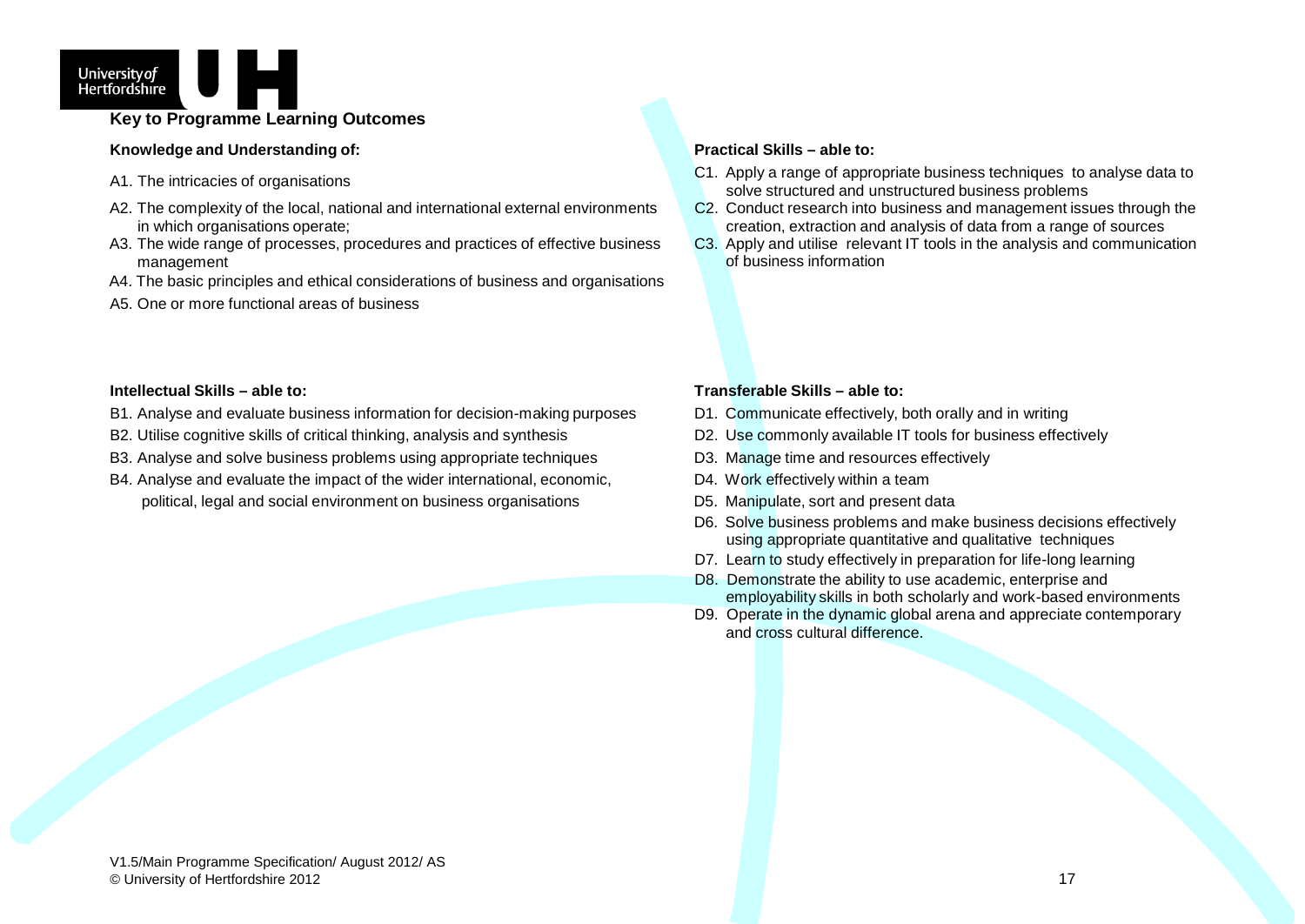## Key to Programme Learning Outcomes

**Knowledge and Understanding of:**

A1. The intricacies of organisations

A2. The complexity of the local, national and international external environments in which organisations operate;

A3. The wide range of processes, procedures and practices of effective business management

A4. The basic principles and ethical considerations of business and organisations

A5. One or more functional areas of business

**Practical Skills – able to:**

C1. Apply a range of appropriate business techniques to analyse data to solve structured and unstructured business problems

C2. Conduct research into business and management issues through the creation, extraction and analysis of data from a range of sources

C3. Apply and utilise relevant IT tools in the analysis and communication of business information

**Intellectual Skills – able to:**

B1. Analyse and evaluate business information for decision-making purposes

B2. Utilise cognitive skills of critical thinking, analysis and synthesis

B3. Analyse and solve business problems using appropriate techniques

B4. Analyse and evaluate the impact of the wider international, economic, political, legal and social environment on business organisations

**Transferable Skills – able to:**

D1. Communicate effectively, both orally and in writing

D2. Use commonly available IT tools for business effectively

D3. Manage time and resources effectively

D4. Work effectively within a team

D5. Manipulate, sort and present data

D6. Solve business problems and make business decisions effectively using appropriate quantitative and qualitative techniques

D7. Learn to study effectively in preparation for life-long learning

D8. Demonstrate the ability to use academic, enterprise and employability skills in both scholarly and work-based environments

D9. Operate in the dynamic global arena and appreciate contemporary and cross cultural difference.